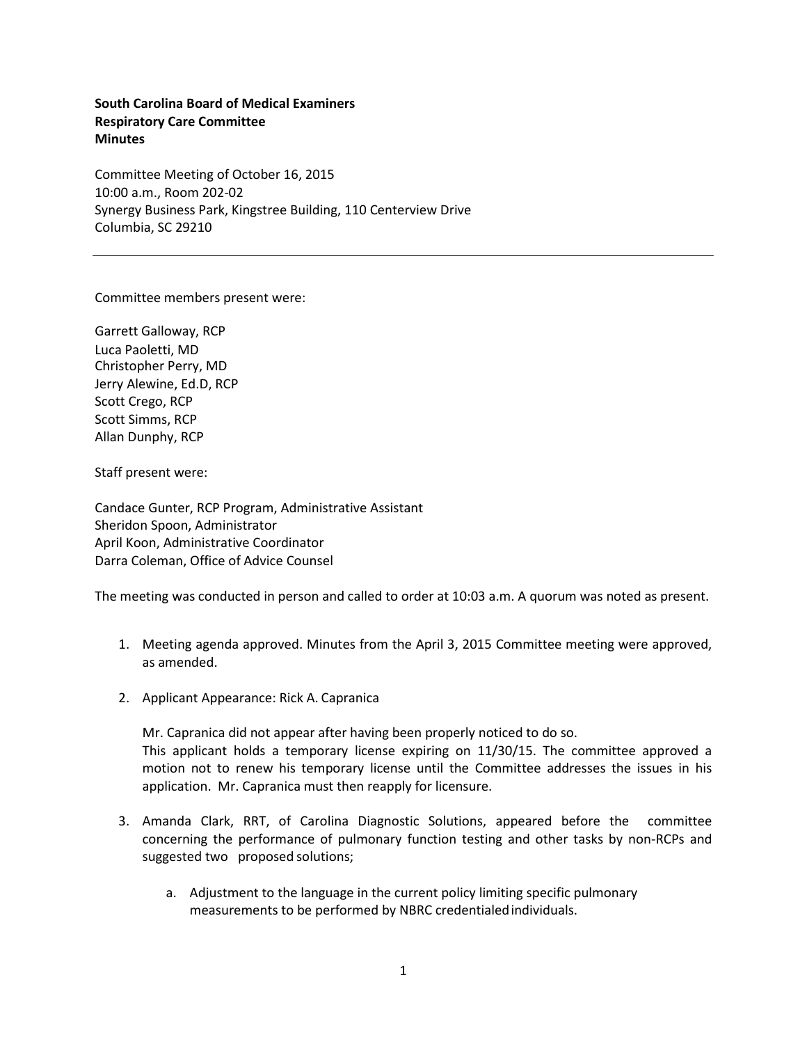**South Carolina Board of Medical Examiners**
**Respiratory Care Committee**
**Minutes**

Committee Meeting of October 16, 2015
10:00 a.m., Room 202-02
Synergy Business Park, Kingstree Building, 110 Centerview Drive
Columbia, SC 29210

---

Committee members present were:

Garrett Galloway, RCP
Luca Paoletti, MD
Christopher Perry, MD
Jerry Alewine, Ed.D, RCP
Scott Crego, RCP
Scott Simms, RCP
Allan Dunphy, RCP

Staff present were:

Candace Gunter, RCP Program, Administrative Assistant
Sheridon Spoon, Administrator
April Koon, Administrative Coordinator
Darra Coleman, Office of Advice Counsel

The meeting was conducted in person and called to order at 10:03 a.m. A quorum was noted as present.

1. Meeting agenda approved. Minutes from the April 3, 2015 Committee meeting were approved, as amended.

2. Applicant Appearance: Rick A. Capranica

   Mr. Capranica did not appear after having been properly noticed to do so.
   This applicant holds a temporary license expiring on 11/30/15. The committee approved a motion not to renew his temporary license until the Committee addresses the issues in his application. Mr. Capranica must then reapply for licensure.

3. Amanda Clark, RRT, of Carolina Diagnostic Solutions, appeared before the committee concerning the performance of pulmonary function testing and other tasks by non-RCPs and suggested two proposed solutions;

   a. Adjustment to the language in the current policy limiting specific pulmonary measurements to be performed by NBRC credentialed individuals.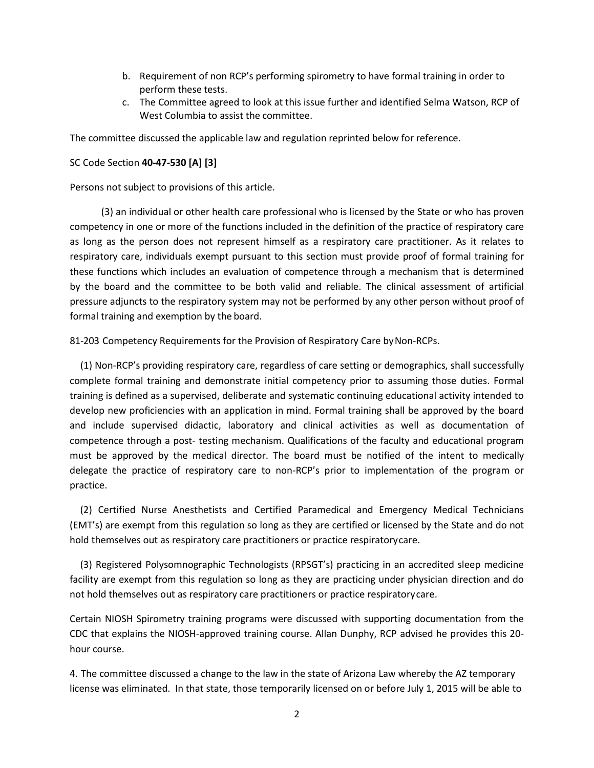b. Requirement of non RCP's performing spirometry to have formal training in order to perform these tests.
c. The Committee agreed to look at this issue further and identified Selma Watson, RCP of West Columbia to assist the committee.

The committee discussed the applicable law and regulation reprinted below for reference.

SC Code Section **40-47-530 [A] [3]**

Persons not subject to provisions of this article.

(3) an individual or other health care professional who is licensed by the State or who has proven competency in one or more of the functions included in the definition of the practice of respiratory care as long as the person does not represent himself as a respiratory care practitioner. As it relates to respiratory care, individuals exempt pursuant to this section must provide proof of formal training for these functions which includes an evaluation of competence through a mechanism that is determined by the board and the committee to be both valid and reliable. The clinical assessment of artificial pressure adjuncts to the respiratory system may not be performed by any other person without proof of formal training and exemption by the board.

81-203 Competency Requirements for the Provision of Respiratory Care by Non-RCPs.

(1) Non-RCP's providing respiratory care, regardless of care setting or demographics, shall successfully complete formal training and demonstrate initial competency prior to assuming those duties. Formal training is defined as a supervised, deliberate and systematic continuing educational activity intended to develop new proficiencies with an application in mind. Formal training shall be approved by the board and include supervised didactic, laboratory and clinical activities as well as documentation of competence through a post- testing mechanism. Qualifications of the faculty and educational program must be approved by the medical director. The board must be notified of the intent to medically delegate the practice of respiratory care to non-RCP's prior to implementation of the program or practice.

(2) Certified Nurse Anesthetists and Certified Paramedical and Emergency Medical Technicians (EMT's) are exempt from this regulation so long as they are certified or licensed by the State and do not hold themselves out as respiratory care practitioners or practice respiratory care.

(3) Registered Polysomnographic Technologists (RPSGT's) practicing in an accredited sleep medicine facility are exempt from this regulation so long as they are practicing under physician direction and do not hold themselves out as respiratory care practitioners or practice respiratory care.

Certain NIOSH Spirometry training programs were discussed with supporting documentation from the CDC that explains the NIOSH-approved training course. Allan Dunphy, RCP advised he provides this 20-hour course.

4. The committee discussed a change to the law in the state of Arizona Law whereby the AZ temporary license was eliminated. In that state, those temporarily licensed on or before July 1, 2015 will be able to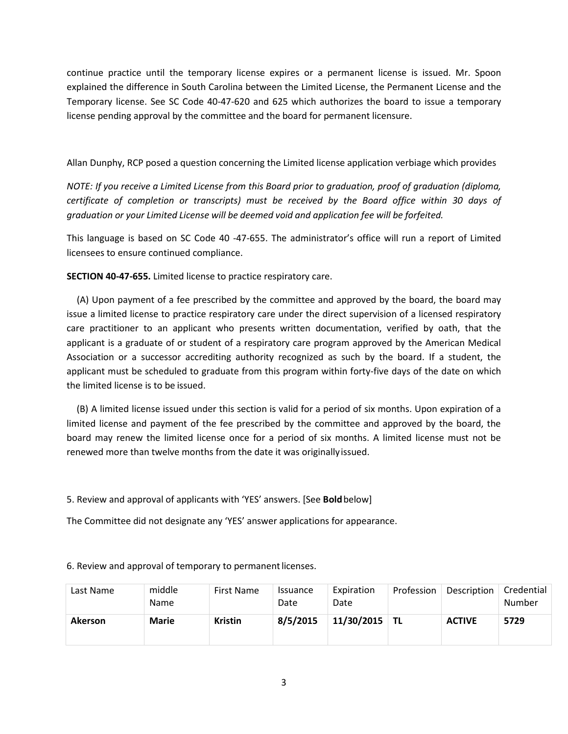continue practice until the temporary license expires or a permanent license is issued. Mr. Spoon explained the difference in South Carolina between the Limited License, the Permanent License and the Temporary license. See SC Code 40-47-620 and 625 which authorizes the board to issue a temporary license pending approval by the committee and the board for permanent licensure.

Allan Dunphy, RCP posed a question concerning the Limited license application verbiage which provides

*NOTE: If you receive a Limited License from this Board prior to graduation, proof of graduation (diploma, certificate of completion or transcripts) must be received by the Board office within 30 days of graduation or your Limited License will be deemed void and application fee will be forfeited.*

This language is based on SC Code 40 -47-655. The administrator's office will run a report of Limited licensees to ensure continued compliance.

**SECTION 40-47-655.** Limited license to practice respiratory care.

(A) Upon payment of a fee prescribed by the committee and approved by the board, the board may issue a limited license to practice respiratory care under the direct supervision of a licensed respiratory care practitioner to an applicant who presents written documentation, verified by oath, that the applicant is a graduate of or student of a respiratory care program approved by the American Medical Association or a successor accrediting authority recognized as such by the board. If a student, the applicant must be scheduled to graduate from this program within forty-five days of the date on which the limited license is to be issued.

(B) A limited license issued under this section is valid for a period of six months. Upon expiration of a limited license and payment of the fee prescribed by the committee and approved by the board, the board may renew the limited license once for a period of six months. A limited license must not be renewed more than twelve months from the date it was originally issued.

5. Review and approval of applicants with 'YES' answers. [See **Bold** below]

The Committee did not designate any 'YES' answer applications for appearance.

6. Review and approval of temporary to permanent licenses.

| Last Name | middle Name | First Name | Issuance Date | Expiration Date | Profession | Description | Credential Number |
|---|---|---|---|---|---|---|---|
| **Akerson** | **Marie** | **Kristin** | **8/5/2015** | **11/30/2015** | **TL** | **ACTIVE** | **5729** |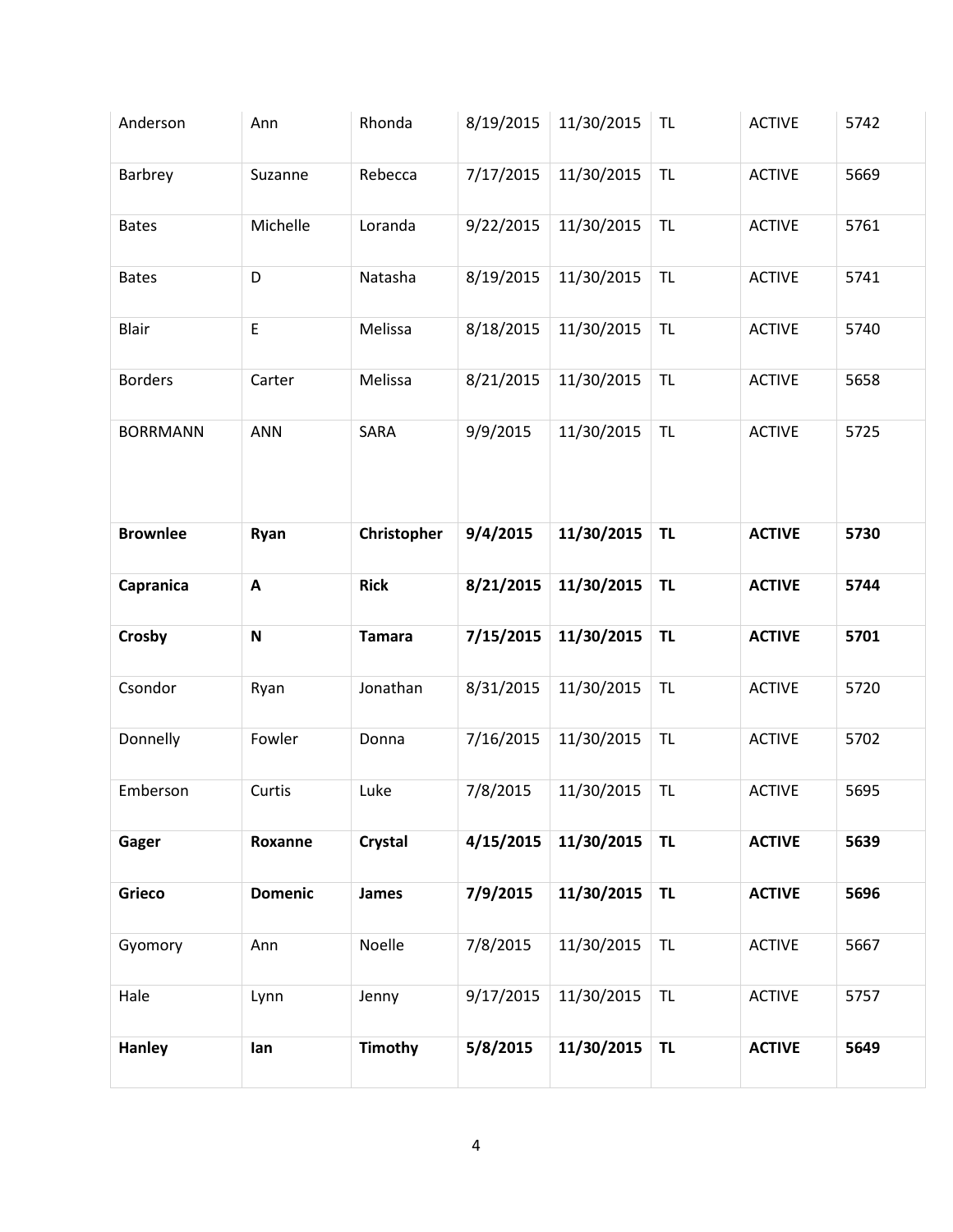| Anderson | Ann | Rhonda | 8/19/2015 | 11/30/2015 | TL | ACTIVE | 5742 |
|---|---|---|---|---|---|---|---|
| Barbrey | Suzanne | Rebecca | 7/17/2015 | 11/30/2015 | TL | ACTIVE | 5669 |
| Bates | Michelle | Loranda | 9/22/2015 | 11/30/2015 | TL | ACTIVE | 5761 |
| Bates | D | Natasha | 8/19/2015 | 11/30/2015 | TL | ACTIVE | 5741 |
| Blair | E | Melissa | 8/18/2015 | 11/30/2015 | TL | ACTIVE | 5740 |
| Borders | Carter | Melissa | 8/21/2015 | 11/30/2015 | TL | ACTIVE | 5658 |
| BORRMANN | ANN | SARA | 9/9/2015 | 11/30/2015 | TL | ACTIVE | 5725 |
| **Brownlee** | **Ryan** | **Christopher** | **9/4/2015** | **11/30/2015** | **TL** | **ACTIVE** | **5730** |
| **Capranica** | **A** | **Rick** | **8/21/2015** | **11/30/2015** | **TL** | **ACTIVE** | **5744** |
| **Crosby** | **N** | **Tamara** | **7/15/2015** | **11/30/2015** | **TL** | **ACTIVE** | **5701** |
| Csondor | Ryan | Jonathan | 8/31/2015 | 11/30/2015 | TL | ACTIVE | 5720 |
| Donnelly | Fowler | Donna | 7/16/2015 | 11/30/2015 | TL | ACTIVE | 5702 |
| Emberson | Curtis | Luke | 7/8/2015 | 11/30/2015 | TL | ACTIVE | 5695 |
| **Gager** | **Roxanne** | **Crystal** | **4/15/2015** | **11/30/2015** | **TL** | **ACTIVE** | **5639** |
| **Grieco** | **Domenic** | **James** | **7/9/2015** | **11/30/2015** | **TL** | **ACTIVE** | **5696** |
| Gyomory | Ann | Noelle | 7/8/2015 | 11/30/2015 | TL | ACTIVE | 5667 |
| Hale | Lynn | Jenny | 9/17/2015 | 11/30/2015 | TL | ACTIVE | 5757 |
| **Hanley** | **Ian** | **Timothy** | **5/8/2015** | **11/30/2015** | **TL** | **ACTIVE** | **5649** |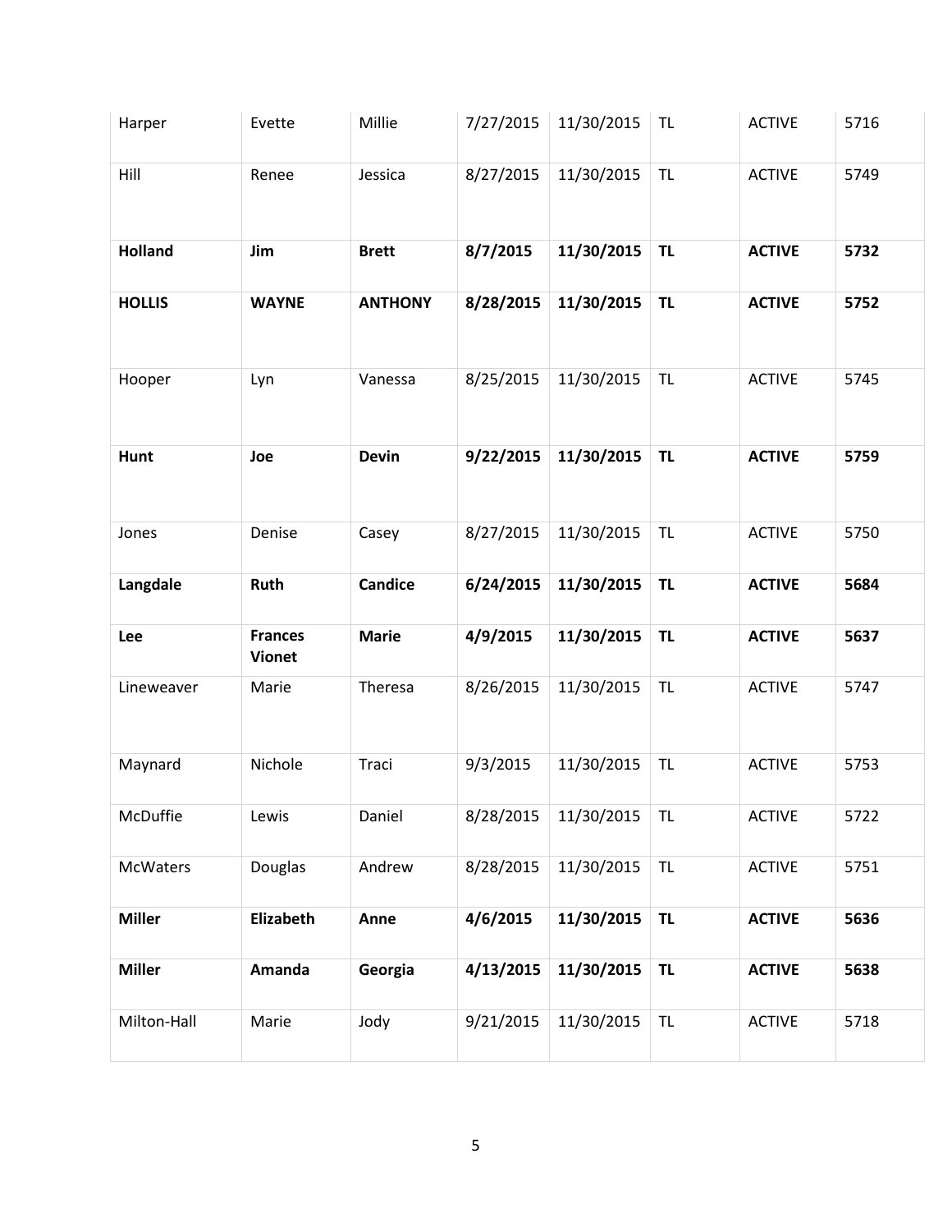| | | | | | | | |
|---|---|---|---|---|---|---|---|
| Harper | Evette | Millie | 7/27/2015 | 11/30/2015 | TL | ACTIVE | 5716 |
| Hill | Renee | Jessica | 8/27/2015 | 11/30/2015 | TL | ACTIVE | 5749 |
| **Holland** | **Jim** | **Brett** | **8/7/2015** | **11/30/2015** | **TL** | **ACTIVE** | **5732** |
| **HOLLIS** | **WAYNE** | **ANTHONY** | **8/28/2015** | **11/30/2015** | **TL** | **ACTIVE** | **5752** |
| Hooper | Lyn | Vanessa | 8/25/2015 | 11/30/2015 | TL | ACTIVE | 5745 |
| **Hunt** | **Joe** | **Devin** | **9/22/2015** | **11/30/2015** | **TL** | **ACTIVE** | **5759** |
| Jones | Denise | Casey | 8/27/2015 | 11/30/2015 | TL | ACTIVE | 5750 |
| **Langdale** | **Ruth** | **Candice** | **6/24/2015** | **11/30/2015** | **TL** | **ACTIVE** | **5684** |
| **Lee** | **Frances Vionet** | **Marie** | **4/9/2015** | **11/30/2015** | **TL** | **ACTIVE** | **5637** |
| Lineweaver | Marie | Theresa | 8/26/2015 | 11/30/2015 | TL | ACTIVE | 5747 |
| Maynard | Nichole | Traci | 9/3/2015 | 11/30/2015 | TL | ACTIVE | 5753 |
| McDuffie | Lewis | Daniel | 8/28/2015 | 11/30/2015 | TL | ACTIVE | 5722 |
| McWaters | Douglas | Andrew | 8/28/2015 | 11/30/2015 | TL | ACTIVE | 5751 |
| **Miller** | **Elizabeth** | **Anne** | **4/6/2015** | **11/30/2015** | **TL** | **ACTIVE** | **5636** |
| **Miller** | **Amanda** | **Georgia** | **4/13/2015** | **11/30/2015** | **TL** | **ACTIVE** | **5638** |
| Milton-Hall | Marie | Jody | 9/21/2015 | 11/30/2015 | TL | ACTIVE | 5718 |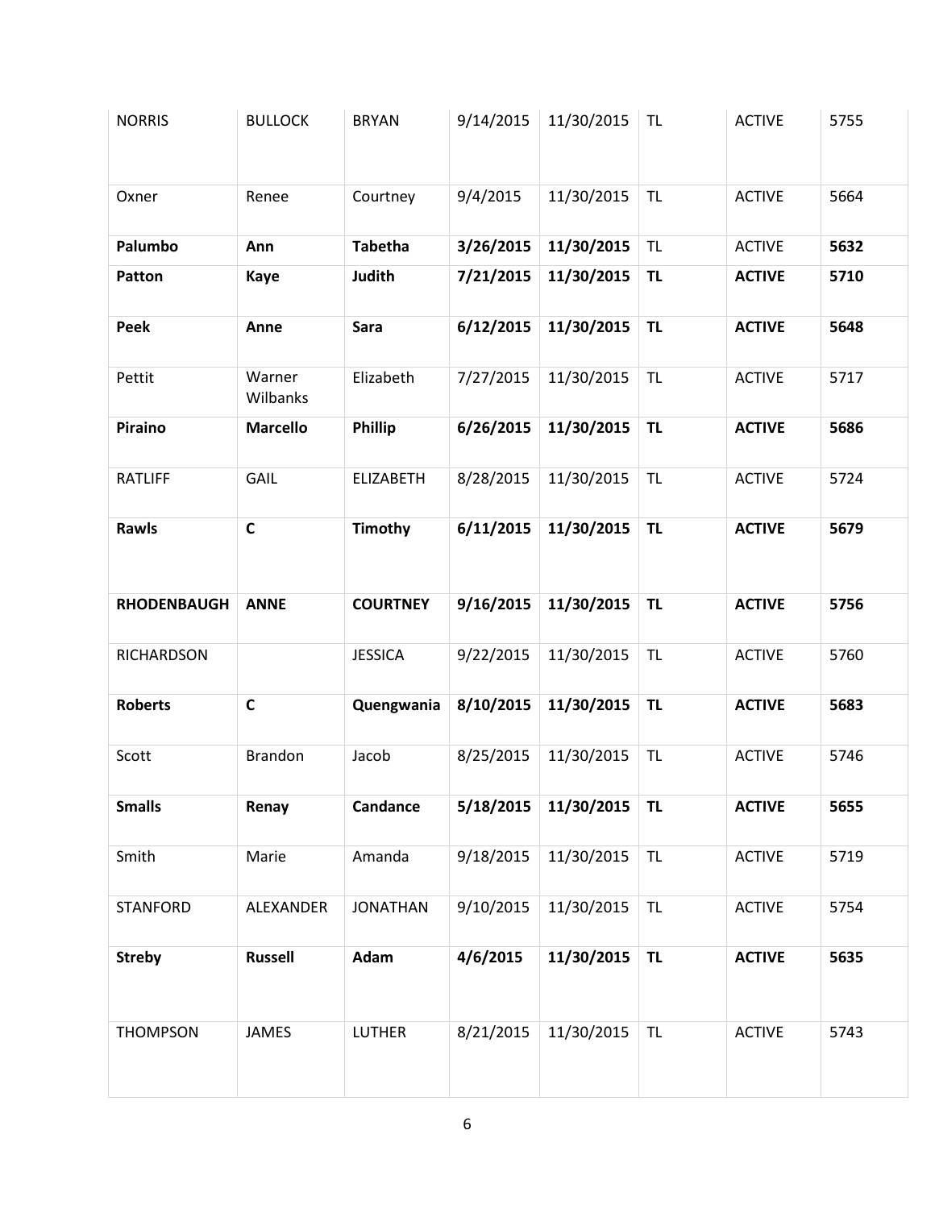| | | | | | | | |
|---|---|---|---|---|---|---|---|
| NORRIS | BULLOCK | BRYAN | 9/14/2015 | 11/30/2015 | TL | ACTIVE | 5755 |
| Oxner | Renee | Courtney | 9/4/2015 | 11/30/2015 | TL | ACTIVE | 5664 |
| **Palumbo** | **Ann** | **Tabetha** | **3/26/2015** | **11/30/2015** | TL | ACTIVE | **5632** |
| **Patton** | **Kaye** | **Judith** | **7/21/2015** | **11/30/2015** | **TL** | **ACTIVE** | **5710** |
| **Peek** | **Anne** | **Sara** | **6/12/2015** | **11/30/2015** | **TL** | **ACTIVE** | **5648** |
| Pettit | Warner Wilbanks | Elizabeth | 7/27/2015 | 11/30/2015 | TL | ACTIVE | 5717 |
| **Piraino** | **Marcello** | **Phillip** | **6/26/2015** | **11/30/2015** | **TL** | **ACTIVE** | **5686** |
| RATLIFF | GAIL | ELIZABETH | 8/28/2015 | 11/30/2015 | TL | ACTIVE | 5724 |
| **Rawls** | **C** | **Timothy** | **6/11/2015** | **11/30/2015** | **TL** | **ACTIVE** | **5679** |
| **RHODENBAUGH** | **ANNE** | **COURTNEY** | **9/16/2015** | **11/30/2015** | **TL** | **ACTIVE** | **5756** |
| RICHARDSON | | JESSICA | 9/22/2015 | 11/30/2015 | TL | ACTIVE | 5760 |
| **Roberts** | **C** | **Quengwania** | **8/10/2015** | **11/30/2015** | **TL** | **ACTIVE** | **5683** |
| Scott | Brandon | Jacob | 8/25/2015 | 11/30/2015 | TL | ACTIVE | 5746 |
| **Smalls** | **Renay** | **Candance** | **5/18/2015** | **11/30/2015** | **TL** | **ACTIVE** | **5655** |
| Smith | Marie | Amanda | 9/18/2015 | 11/30/2015 | TL | ACTIVE | 5719 |
| STANFORD | ALEXANDER | JONATHAN | 9/10/2015 | 11/30/2015 | TL | ACTIVE | 5754 |
| **Streby** | **Russell** | **Adam** | **4/6/2015** | **11/30/2015** | **TL** | **ACTIVE** | **5635** |
| THOMPSON | JAMES | LUTHER | 8/21/2015 | 11/30/2015 | TL | ACTIVE | 5743 |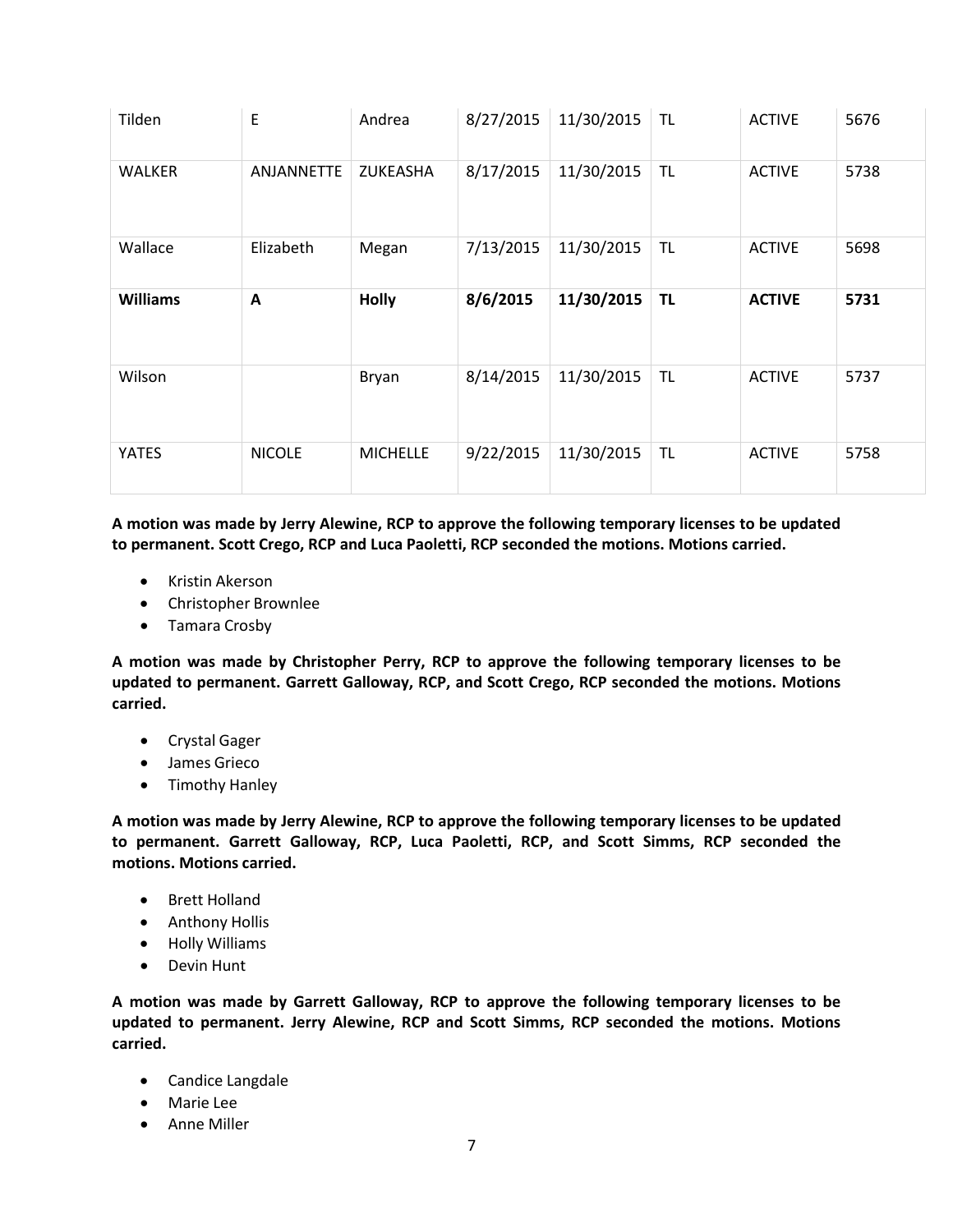| | | | | | | | |
|---|---|---|---|---|---|---|---|
| Tilden | E | Andrea | 8/27/2015 | 11/30/2015 | TL | ACTIVE | 5676 |
| WALKER | ANJANNETTE | ZUKEASHA | 8/17/2015 | 11/30/2015 | TL | ACTIVE | 5738 |
| Wallace | Elizabeth | Megan | 7/13/2015 | 11/30/2015 | TL | ACTIVE | 5698 |
| **Williams** | **A** | **Holly** | **8/6/2015** | **11/30/2015** | **TL** | **ACTIVE** | **5731** |
| Wilson | | Bryan | 8/14/2015 | 11/30/2015 | TL | ACTIVE | 5737 |
| YATES | NICOLE | MICHELLE | 9/22/2015 | 11/30/2015 | TL | ACTIVE | 5758 |

**A motion was made by Jerry Alewine, RCP to approve the following temporary licenses to be updated to permanent. Scott Crego, RCP and Luca Paoletti, RCP seconded the motions. Motions carried.**

- Kristin Akerson
- Christopher Brownlee
- Tamara Crosby

**A motion was made by Christopher Perry, RCP to approve the following temporary licenses to be updated to permanent. Garrett Galloway, RCP, and Scott Crego, RCP seconded the motions. Motions carried.**

- Crystal Gager
- James Grieco
- Timothy Hanley

**A motion was made by Jerry Alewine, RCP to approve the following temporary licenses to be updated to permanent. Garrett Galloway, RCP, Luca Paoletti, RCP, and Scott Simms, RCP seconded the motions. Motions carried.**

- Brett Holland
- Anthony Hollis
- Holly Williams
- Devin Hunt

**A motion was made by Garrett Galloway, RCP to approve the following temporary licenses to be updated to permanent. Jerry Alewine, RCP and Scott Simms, RCP seconded the motions. Motions carried.**

- Candice Langdale
- Marie Lee
- Anne Miller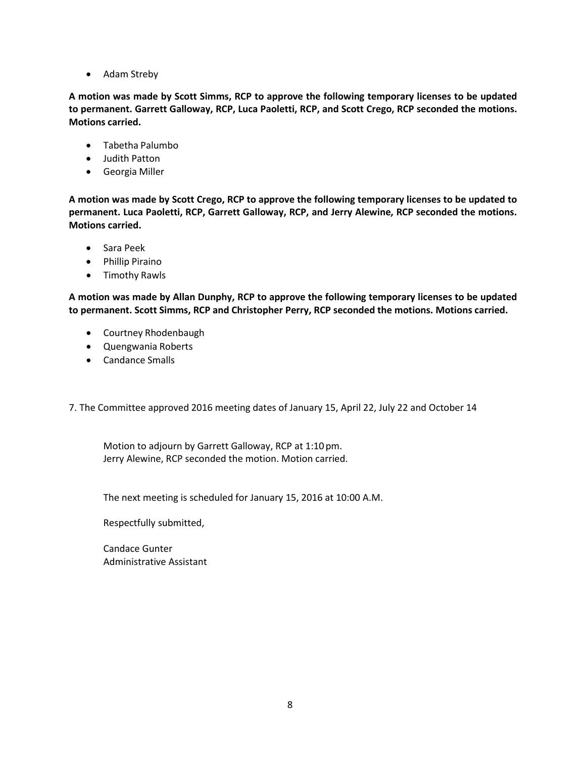- Adam Streby

**A motion was made by Scott Simms, RCP to approve the following temporary licenses to be updated to permanent. Garrett Galloway, RCP, Luca Paoletti, RCP, and Scott Crego, RCP seconded the motions. Motions carried.**

- Tabetha Palumbo
- Judith Patton
- Georgia Miller

**A motion was made by Scott Crego, RCP to approve the following temporary licenses to be updated to permanent. Luca Paoletti, RCP, Garrett Galloway, RCP, and Jerry Alewine, RCP seconded the motions. Motions carried.**

- Sara Peek
- Phillip Piraino
- Timothy Rawls

**A motion was made by Allan Dunphy, RCP to approve the following temporary licenses to be updated to permanent. Scott Simms, RCP and Christopher Perry, RCP seconded the motions. Motions carried.**

- Courtney Rhodenbaugh
- Quengwania Roberts
- Candance Smalls

7. The Committee approved 2016 meeting dates of January 15, April 22, July 22 and October 14

Motion to adjourn by Garrett Galloway, RCP at 1:10 pm.
Jerry Alewine, RCP seconded the motion. Motion carried.

The next meeting is scheduled for January 15, 2016 at 10:00 A.M.

Respectfully submitted,

Candace Gunter
Administrative Assistant